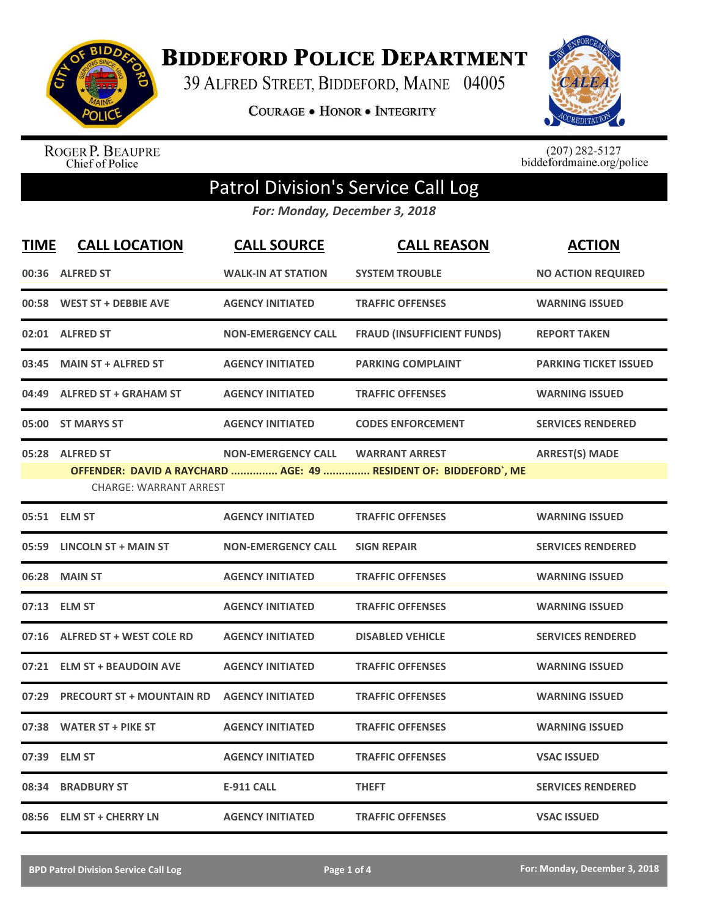# BIDDEFORD POLICE DEPARTMENT

39 ALFRED STREET, BIDDEFORD, MAINE 04005

COURAGE • HONOR • INTEGRITY

ROGER P. BEAUPRE
Chief of Police

(207) 282-5127
biddefordmaine.org/police

## Patrol Division's Service Call Log

*For: Monday, December 3, 2018*

| TIME | CALL LOCATION | CALL SOURCE | CALL REASON | ACTION |
|---|---|---|---|---|
| 00:36 | ALFRED ST | WALK-IN AT STATION | SYSTEM TROUBLE | NO ACTION REQUIRED |
| 00:58 | WEST ST + DEBBIE AVE | AGENCY INITIATED | TRAFFIC OFFENSES | WARNING ISSUED |
| 02:01 | ALFRED ST | NON-EMERGENCY CALL | FRAUD (INSUFFICIENT FUNDS) | REPORT TAKEN |
| 03:45 | MAIN ST + ALFRED ST | AGENCY INITIATED | PARKING COMPLAINT | PARKING TICKET ISSUED |
| 04:49 | ALFRED ST + GRAHAM ST | AGENCY INITIATED | TRAFFIC OFFENSES | WARNING ISSUED |
| 05:00 | ST MARYS ST | AGENCY INITIATED | CODES ENFORCEMENT | SERVICES RENDERED |
| 05:28 | ALFRED ST | NON-EMERGENCY CALL | WARRANT ARREST | ARREST(S) MADE |
| | OFFENDER: DAVID A RAYCHARD ............... AGE: 49 ............... RESIDENT OF: BIDDEFORD`, ME | | | |
| | CHARGE: WARRANT ARREST | | | |
| 05:51 | ELM ST | AGENCY INITIATED | TRAFFIC OFFENSES | WARNING ISSUED |
| 05:59 | LINCOLN ST + MAIN ST | NON-EMERGENCY CALL | SIGN REPAIR | SERVICES RENDERED |
| 06:28 | MAIN ST | AGENCY INITIATED | TRAFFIC OFFENSES | WARNING ISSUED |
| 07:13 | ELM ST | AGENCY INITIATED | TRAFFIC OFFENSES | WARNING ISSUED |
| 07:16 | ALFRED ST + WEST COLE RD | AGENCY INITIATED | DISABLED VEHICLE | SERVICES RENDERED |
| 07:21 | ELM ST + BEAUDOIN AVE | AGENCY INITIATED | TRAFFIC OFFENSES | WARNING ISSUED |
| 07:29 | PRECOURT ST + MOUNTAIN RD | AGENCY INITIATED | TRAFFIC OFFENSES | WARNING ISSUED |
| 07:38 | WATER ST + PIKE ST | AGENCY INITIATED | TRAFFIC OFFENSES | WARNING ISSUED |
| 07:39 | ELM ST | AGENCY INITIATED | TRAFFIC OFFENSES | VSAC ISSUED |
| 08:34 | BRADBURY ST | E-911 CALL | THEFT | SERVICES RENDERED |
| 08:56 | ELM ST + CHERRY LN | AGENCY INITIATED | TRAFFIC OFFENSES | VSAC ISSUED |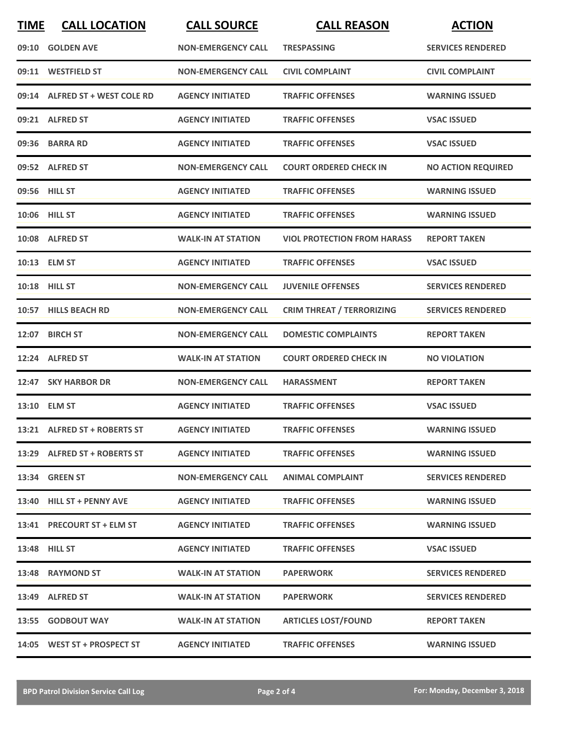| TIME | CALL LOCATION | CALL SOURCE | CALL REASON | ACTION |
|---|---|---|---|---|
| 09:10 | GOLDEN AVE | NON-EMERGENCY CALL | TRESPASSING | SERVICES RENDERED |
| 09:11 | WESTFIELD ST | NON-EMERGENCY CALL | CIVIL COMPLAINT | CIVIL COMPLAINT |
| 09:14 | ALFRED ST + WEST COLE RD | AGENCY INITIATED | TRAFFIC OFFENSES | WARNING ISSUED |
| 09:21 | ALFRED ST | AGENCY INITIATED | TRAFFIC OFFENSES | VSAC ISSUED |
| 09:36 | BARRA RD | AGENCY INITIATED | TRAFFIC OFFENSES | VSAC ISSUED |
| 09:52 | ALFRED ST | NON-EMERGENCY CALL | COURT ORDERED CHECK IN | NO ACTION REQUIRED |
| 09:56 | HILL ST | AGENCY INITIATED | TRAFFIC OFFENSES | WARNING ISSUED |
| 10:06 | HILL ST | AGENCY INITIATED | TRAFFIC OFFENSES | WARNING ISSUED |
| 10:08 | ALFRED ST | WALK-IN AT STATION | VIOL PROTECTION FROM HARASS | REPORT TAKEN |
| 10:13 | ELM ST | AGENCY INITIATED | TRAFFIC OFFENSES | VSAC ISSUED |
| 10:18 | HILL ST | NON-EMERGENCY CALL | JUVENILE OFFENSES | SERVICES RENDERED |
| 10:57 | HILLS BEACH RD | NON-EMERGENCY CALL | CRIM THREAT / TERRORIZING | SERVICES RENDERED |
| 12:07 | BIRCH ST | NON-EMERGENCY CALL | DOMESTIC COMPLAINTS | REPORT TAKEN |
| 12:24 | ALFRED ST | WALK-IN AT STATION | COURT ORDERED CHECK IN | NO VIOLATION |
| 12:47 | SKY HARBOR DR | NON-EMERGENCY CALL | HARASSMENT | REPORT TAKEN |
| 13:10 | ELM ST | AGENCY INITIATED | TRAFFIC OFFENSES | VSAC ISSUED |
| 13:21 | ALFRED ST + ROBERTS ST | AGENCY INITIATED | TRAFFIC OFFENSES | WARNING ISSUED |
| 13:29 | ALFRED ST + ROBERTS ST | AGENCY INITIATED | TRAFFIC OFFENSES | WARNING ISSUED |
| 13:34 | GREEN ST | NON-EMERGENCY CALL | ANIMAL COMPLAINT | SERVICES RENDERED |
| 13:40 | HILL ST + PENNY AVE | AGENCY INITIATED | TRAFFIC OFFENSES | WARNING ISSUED |
| 13:41 | PRECOURT ST + ELM ST | AGENCY INITIATED | TRAFFIC OFFENSES | WARNING ISSUED |
| 13:48 | HILL ST | AGENCY INITIATED | TRAFFIC OFFENSES | VSAC ISSUED |
| 13:48 | RAYMOND ST | WALK-IN AT STATION | PAPERWORK | SERVICES RENDERED |
| 13:49 | ALFRED ST | WALK-IN AT STATION | PAPERWORK | SERVICES RENDERED |
| 13:55 | GODBOUT WAY | WALK-IN AT STATION | ARTICLES LOST/FOUND | REPORT TAKEN |
| 14:05 | WEST ST + PROSPECT ST | AGENCY INITIATED | TRAFFIC OFFENSES | WARNING ISSUED |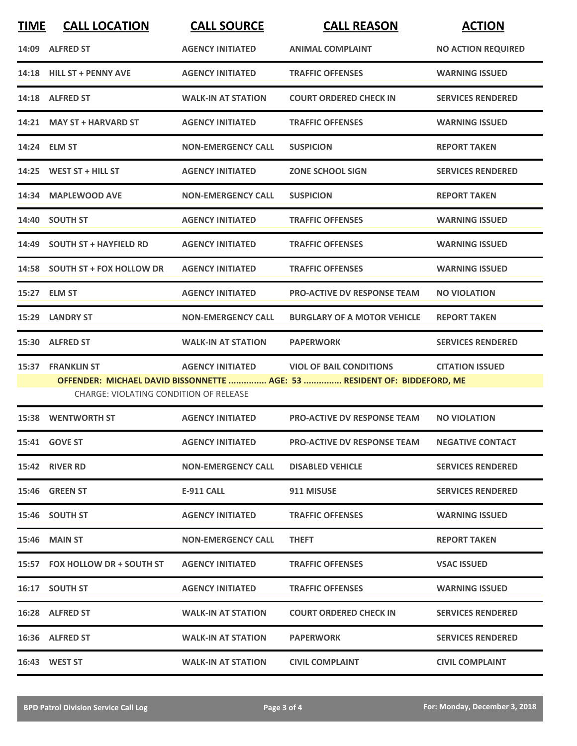| TIME | CALL LOCATION | CALL SOURCE | CALL REASON | ACTION |
|---|---|---|---|---|
| 14:09 | ALFRED ST | AGENCY INITIATED | ANIMAL COMPLAINT | NO ACTION REQUIRED |
| 14:18 | HILL ST + PENNY AVE | AGENCY INITIATED | TRAFFIC OFFENSES | WARNING ISSUED |
| 14:18 | ALFRED ST | WALK-IN AT STATION | COURT ORDERED CHECK IN | SERVICES RENDERED |
| 14:21 | MAY ST + HARVARD ST | AGENCY INITIATED | TRAFFIC OFFENSES | WARNING ISSUED |
| 14:24 | ELM ST | NON-EMERGENCY CALL | SUSPICION | REPORT TAKEN |
| 14:25 | WEST ST + HILL ST | AGENCY INITIATED | ZONE SCHOOL SIGN | SERVICES RENDERED |
| 14:34 | MAPLEWOOD AVE | NON-EMERGENCY CALL | SUSPICION | REPORT TAKEN |
| 14:40 | SOUTH ST | AGENCY INITIATED | TRAFFIC OFFENSES | WARNING ISSUED |
| 14:49 | SOUTH ST + HAYFIELD RD | AGENCY INITIATED | TRAFFIC OFFENSES | WARNING ISSUED |
| 14:58 | SOUTH ST + FOX HOLLOW DR | AGENCY INITIATED | TRAFFIC OFFENSES | WARNING ISSUED |
| 15:27 | ELM ST | AGENCY INITIATED | PRO-ACTIVE DV RESPONSE TEAM | NO VIOLATION |
| 15:29 | LANDRY ST | NON-EMERGENCY CALL | BURGLARY OF A MOTOR VEHICLE | REPORT TAKEN |
| 15:30 | ALFRED ST | WALK-IN AT STATION | PAPERWORK | SERVICES RENDERED |
| 15:37 | FRANKLIN ST | AGENCY INITIATED | VIOL OF BAIL CONDITIONS | CITATION ISSUED |
| | OFFENDER: MICHAEL DAVID BISSONNETTE ............... AGE: 53 ............... RESIDENT OF: BIDDEFORD, ME | | | |
| | CHARGE: VIOLATING CONDITION OF RELEASE | | | |
| 15:38 | WENTWORTH ST | AGENCY INITIATED | PRO-ACTIVE DV RESPONSE TEAM | NO VIOLATION |
| 15:41 | GOVE ST | AGENCY INITIATED | PRO-ACTIVE DV RESPONSE TEAM | NEGATIVE CONTACT |
| 15:42 | RIVER RD | NON-EMERGENCY CALL | DISABLED VEHICLE | SERVICES RENDERED |
| 15:46 | GREEN ST | E-911 CALL | 911 MISUSE | SERVICES RENDERED |
| 15:46 | SOUTH ST | AGENCY INITIATED | TRAFFIC OFFENSES | WARNING ISSUED |
| 15:46 | MAIN ST | NON-EMERGENCY CALL | THEFT | REPORT TAKEN |
| 15:57 | FOX HOLLOW DR + SOUTH ST | AGENCY INITIATED | TRAFFIC OFFENSES | VSAC ISSUED |
| 16:17 | SOUTH ST | AGENCY INITIATED | TRAFFIC OFFENSES | WARNING ISSUED |
| 16:28 | ALFRED ST | WALK-IN AT STATION | COURT ORDERED CHECK IN | SERVICES RENDERED |
| 16:36 | ALFRED ST | WALK-IN AT STATION | PAPERWORK | SERVICES RENDERED |
| 16:43 | WEST ST | WALK-IN AT STATION | CIVIL COMPLAINT | CIVIL COMPLAINT |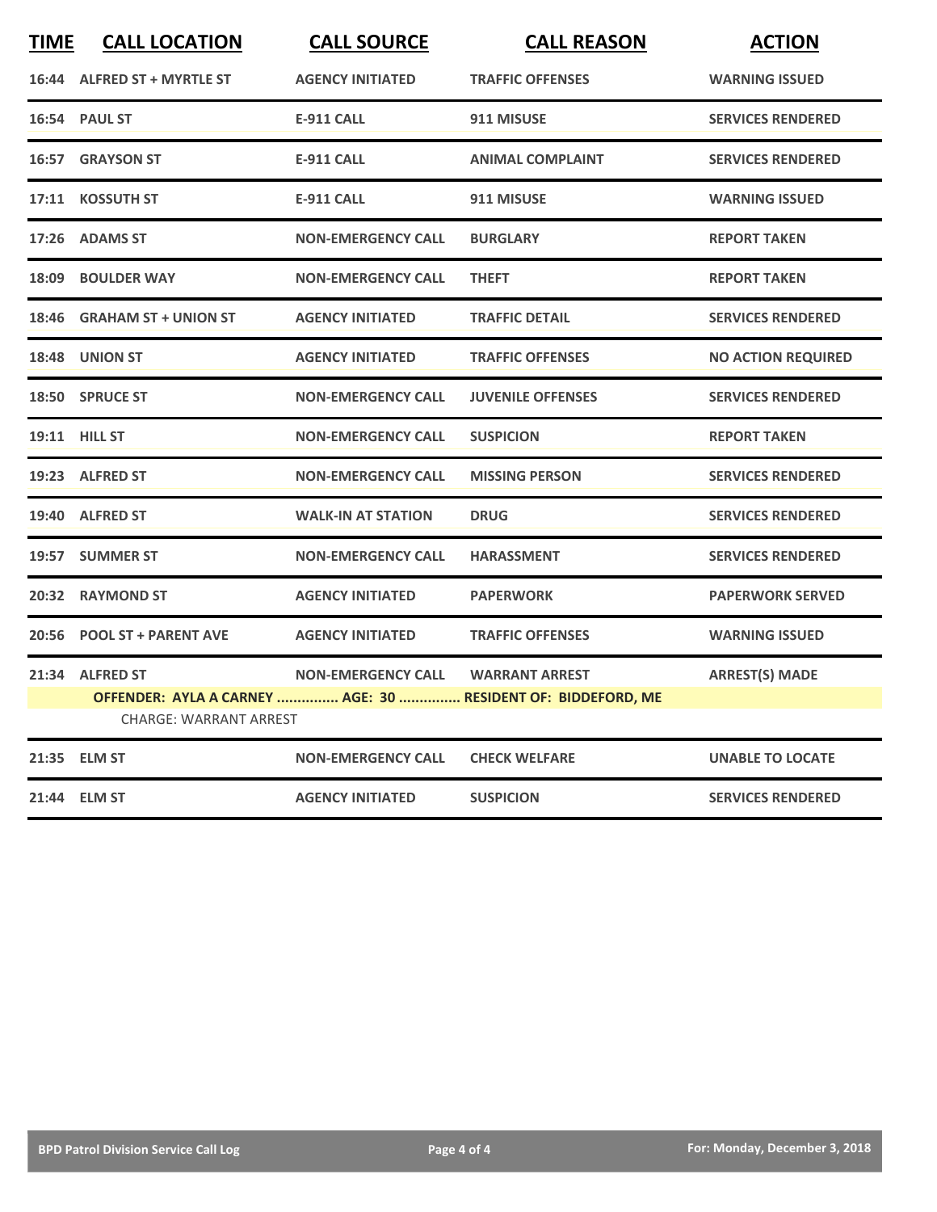| TIME | CALL LOCATION | CALL SOURCE | CALL REASON | ACTION |
| --- | --- | --- | --- | --- |
| 16:44 | ALFRED ST + MYRTLE ST | AGENCY INITIATED | TRAFFIC OFFENSES | WARNING ISSUED |
| 16:54 | PAUL ST | E-911 CALL | 911 MISUSE | SERVICES RENDERED |
| 16:57 | GRAYSON ST | E-911 CALL | ANIMAL COMPLAINT | SERVICES RENDERED |
| 17:11 | KOSSUTH ST | E-911 CALL | 911 MISUSE | WARNING ISSUED |
| 17:26 | ADAMS ST | NON-EMERGENCY CALL | BURGLARY | REPORT TAKEN |
| 18:09 | BOULDER WAY | NON-EMERGENCY CALL | THEFT | REPORT TAKEN |
| 18:46 | GRAHAM ST + UNION ST | AGENCY INITIATED | TRAFFIC DETAIL | SERVICES RENDERED |
| 18:48 | UNION ST | AGENCY INITIATED | TRAFFIC OFFENSES | NO ACTION REQUIRED |
| 18:50 | SPRUCE ST | NON-EMERGENCY CALL | JUVENILE OFFENSES | SERVICES RENDERED |
| 19:11 | HILL ST | NON-EMERGENCY CALL | SUSPICION | REPORT TAKEN |
| 19:23 | ALFRED ST | NON-EMERGENCY CALL | MISSING PERSON | SERVICES RENDERED |
| 19:40 | ALFRED ST | WALK-IN AT STATION | DRUG | SERVICES RENDERED |
| 19:57 | SUMMER ST | NON-EMERGENCY CALL | HARASSMENT | SERVICES RENDERED |
| 20:32 | RAYMOND ST | AGENCY INITIATED | PAPERWORK | PAPERWORK SERVED |
| 20:56 | POOL ST + PARENT AVE | AGENCY INITIATED | TRAFFIC OFFENSES | WARNING ISSUED |
| 21:34 | ALFRED ST | NON-EMERGENCY CALL | WARRANT ARREST | ARREST(S) MADE |
| | OFFENDER: AYLA A CARNEY ............... AGE: 30 ............... RESIDENT OF: BIDDEFORD, ME<br>CHARGE: WARRANT ARREST | | | |
| 21:35 | ELM ST | NON-EMERGENCY CALL | CHECK WELFARE | UNABLE TO LOCATE |
| 21:44 | ELM ST | AGENCY INITIATED | SUSPICION | SERVICES RENDERED |